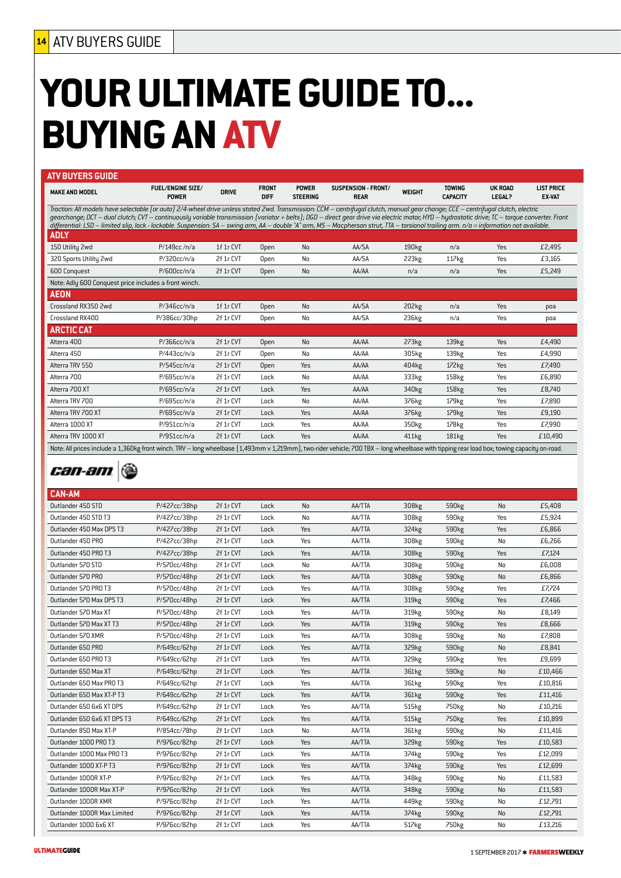# YOUR ULTIMATE GUIDE TO... BUYING AN ATV

## ATV BUYERS GUIDE

| MAKE AND MODEL | FUEL/ENGINE SIZE/ POWER | DRIVE | FRONT DIFF | POWER STEERING | SUSPENSION - FRONT/ REAR | WEIGHT | TOWING CAPACITY | UK ROAD LEGAL? | LIST PRICE EX-VAT |
|---|---|---|---|---|---|---|---|---|---|
| *Traction: All models have selectable (or auto) 2/4-wheel drive unless stated 2wd. Transmission: CCM – centrifugal clutch, manual gear change; CCE – centrifugal clutch, electric gearchange; DCT – dual clutch; CVT – continuously variable transmission (variator + belts); DGD – direct gear drive via electric motor; HYD – hydrostatic drive; TC – torque converter. Front differential: LSD – limited slip, lock - lockable. Suspension: SA – swing arm, AA – double "A" arm, MS – Macpherson strut, TTA – torsional trailing arm. n/a = information not available.* | | | | | | | | | |
| **ADLY** | | | | | | | | | |
| 150 Utility 2wd | P/149cc /n/a | 1f 1r CVT | Open | No | AA/SA | 190kg | n/a | Yes | £2,495 |
| 320 Sports Utility 2wd | P/320cc/n/a | 2f 1r CVT | Open | No | AA/SA | 223kg | 117kg | Yes | £3,165 |
| 600 Conquest | P/600cc/n/a | 2f 1r CVT | Open | No | AA/AA | n/a | n/a | Yes | £5,249 |
| Note: Adly 600 Conquest price includes a front winch. | | | | | | | | | |
| **AEON** | | | | | | | | | |
| Crossland RX350 2wd | P/346cc/n/a | 1f 1r CVT | Open | No | AA/SA | 202kg | n/a | Yes | poa |
| Crossland RX400 | P/386cc/30hp | 2f 1r CVT | Open | No | AA/SA | 236kg | n/a | Yes | poa |
| **ARCTIC CAT** | | | | | | | | | |
| Alterra 400 | P/366cc/n/a | 2f 1r CVT | Open | No | AA/AA | 273kg | 139kg | Yes | £4,490 |
| Alterra 450 | P/443cc/n/a | 2f 1r CVT | Open | No | AA/AA | 305kg | 139kg | Yes | £4,990 |
| Alterra TRV 550 | P/545cc/n/a | 2f 1r CVT | Open | Yes | AA/AA | 404kg | 172kg | Yes | £7,490 |
| Alterra 700 | P/695cc/n/a | 2f 1r CVT | Lock | No | AA/AA | 333kg | 158kg | Yes | £6,890 |
| Alterra 700 XT | P/695cc/n/a | 2f 1r CVT | Lock | Yes | AA/AA | 340kg | 158kg | Yes | £8,740 |
| Alterra TRV 700 | P/695cc/n/a | 2f 1r CVT | Lock | No | AA/AA | 376kg | 179kg | Yes | £7,890 |
| Alterra TRV 700 XT | P/695cc/n/a | 2f 1r CVT | Lock | Yes | AA/AA | 376kg | 179kg | Yes | £9,190 |
| Alterra 1000 XT | P/951cc/n/a | 2f 1r CVT | Lock | Yes | AA/AA | 350kg | 178kg | Yes | £7,990 |
| Alterra TRV 1000 XT | P/951cc/n/a | 2f 1r CVT | Lock | Yes | AA/AA | 411kg | 181kg | Yes | £10,490 |
| Note: All prices include a 1,360kg front winch. TRV – long wheelbase (1,493mm v 1,219mm), two-rider vehicle; 700 TBX – long wheelbase with tipping rear load box; towing capacity on-road. | | | | | | | | | |
| **CAN-AM** | | | | | | | | | |
| Outlander 450 STD | P/427cc/38hp | 2f 1r CVT | Lock | No | AA/TTA | 308kg | 590kg | No | £5,408 |
| Outlander 450 STD T3 | P/427cc/38hp | 2f 1r CVT | Lock | No | AA/TTA | 308kg | 590kg | Yes | £5,924 |
| Outlander 450 Max DPS T3 | P/427cc/38hp | 2f 1r CVT | Lock | Yes | AA/TTA | 324kg | 590kg | Yes | £6,866 |
| Outlander 450 PRO | P/427cc/38hp | 2f 1r CVT | Lock | Yes | AA/TTA | 308kg | 590kg | No | £6,266 |
| Outlander 450 PRO T3 | P/427cc/38hp | 2f 1r CVT | Lock | Yes | AA/TTA | 308kg | 590kg | Yes | £7,124 |
| Outlander 570 STD | P/570cc/48hp | 2f 1r CVT | Lock | No | AA/TTA | 308kg | 590kg | No | £6,008 |
| Outlander 570 PRO | P/570cc/48hp | 2f 1r CVT | Lock | Yes | AA/TTA | 308kg | 590kg | No | £6,866 |
| Outlander 570 PRO T3 | P/570cc/48hp | 2f 1r CVT | Lock | Yes | AA/TTA | 308kg | 590kg | Yes | £7,724 |
| Outlander 570 Max DPS T3 | P/570cc/48hp | 2f 1r CVT | Lock | Yes | AA/TTA | 319kg | 590kg | Yes | £7,466 |
| Outlander 570 Max XT | P/570cc/48hp | 2f 1r CVT | Lock | Yes | AA/TTA | 319kg | 590kg | No | £8,149 |
| Outlander 570 Max XT T3 | P/570cc/48hp | 2f 1r CVT | Lock | Yes | AA/TTA | 319kg | 590kg | Yes | £8,666 |
| Outlander 570 XMR | P/570cc/48hp | 2f 1r CVT | Lock | Yes | AA/TTA | 308kg | 590kg | No | £7,808 |
| Outlander 650 PRO | P/649cc/62hp | 2f 1r CVT | Lock | Yes | AA/TTA | 329kg | 590kg | No | £8,841 |
| Outlander 650 PRO T3 | P/649cc/62hp | 2f 1r CVT | Lock | Yes | AA/TTA | 329kg | 590kg | Yes | £9,699 |
| Outlander 650 Max XT | P/649cc/62hp | 2f 1r CVT | Lock | Yes | AA/TTA | 361kg | 590kg | No | £10,466 |
| Outlander 650 Max PRO T3 | P/649cc/62hp | 2f 1r CVT | Lock | Yes | AA/TTA | 361kg | 590kg | Yes | £10,816 |
| Outlander 650 Max XT-P T3 | P/649cc/62hp | 2f 1r CVT | Lock | Yes | AA/TTA | 361kg | 590kg | Yes | £11,416 |
| Outlander 650 6x6 XT DPS | P/649cc/62hp | 2f 1r CVT | Lock | Yes | AA/TTA | 515kg | 750kg | No | £10,216 |
| Outlander 650 6x6 XT DPS T3 | P/649cc/62hp | 2f 1r CVT | Lock | Yes | AA/TTA | 515kg | 750kg | Yes | £10,899 |
| Outlander 850 Max XT-P | P/854cc/78hp | 2f 1r CVT | Lock | No | AA/TTA | 361kg | 590kg | No | £11,416 |
| Outlander 1000 PRO T3 | P/976cc/82hp | 2f 1r CVT | Lock | Yes | AA/TTA | 329kg | 590kg | Yes | £10,583 |
| Outlander 1000 Max PRO T3 | P/976cc/82hp | 2f 1r CVT | Lock | Yes | AA/TTA | 374kg | 590kg | Yes | £12,099 |
| Outlander 1000 XT-P T3 | P/976cc/82hp | 2f 1r CVT | Lock | Yes | AA/TTA | 374kg | 590kg | Yes | £12,699 |
| Outlander 1000R XT-P | P/976cc/82hp | 2f 1r CVT | Lock | Yes | AA/TTA | 348kg | 590kg | No | £11,583 |
| Outlander 1000R Max XT-P | P/976cc/82hp | 2f 1r CVT | Lock | Yes | AA/TTA | 348kg | 590kg | No | £11,583 |
| Outlander 1000R XMR | P/976cc/82hp | 2f 1r CVT | Lock | Yes | AA/TTA | 449kg | 590kg | No | £12,791 |
| Outlander 1000R Max Limited | P/976cc/82hp | 2f 1r CVT | Lock | Yes | AA/TTA | 374kg | 590kg | No | £12,791 |
| Outlander 1000 6x6 XT | P/976cc/82hp | 2f 1r CVT | Lock | Yes | AA/TTA | 517kg | 750kg | No | £13,216 |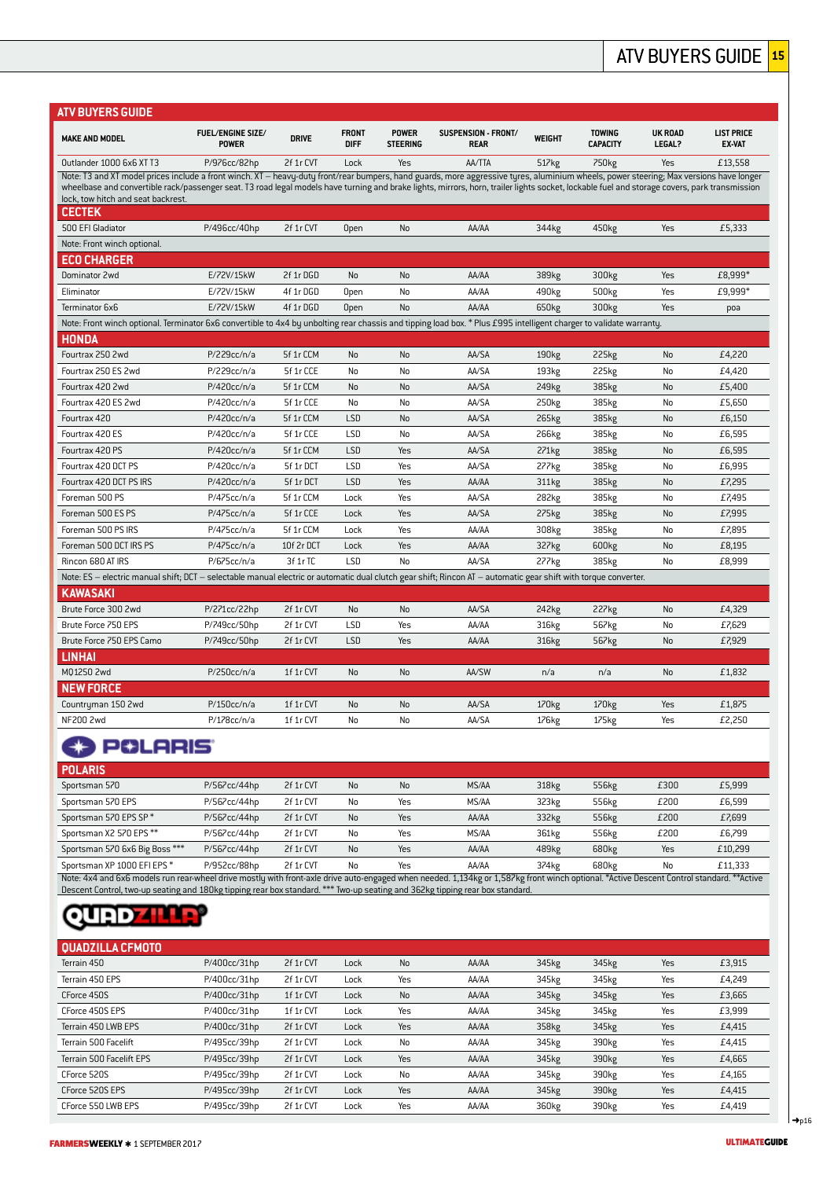# ATV BUYERS GUIDE

## ATV BUYERS GUIDE

| MAKE AND MODEL | FUEL/ENGINE SIZE/ POWER | DRIVE | FRONT DIFF | POWER STEERING | SUSPENSION - FRONT/ REAR | WEIGHT | TOWING CAPACITY | UK ROAD LEGAL? | LIST PRICE EX-VAT |
|---|---|---|---|---|---|---|---|---|---|
| Outlander 1000 6x6 XT T3 | P/976cc/82hp | 2f 1r CVT | Lock | Yes | AA/TTA | 517kg | 750kg | Yes | £13,558 |
| Note: T3 and XT model prices include a front winch. XT – heavy-duty front/rear bumpers, hand guards, more aggressive tyres, aluminium wheels, power steering; Max versions have longer wheelbase and convertible rack/passenger seat. T3 road legal models have turning and brake lights, mirrors, horn, trailer lights socket, lockable fuel and storage covers, park transmission lock, tow hitch and seat backrest. | | | | | | | | | |
| **CECTEK** | | | | | | | | | |
| 500 EFI Gladiator | P/496cc/40hp | 2f 1r CVT | Open | No | AA/AA | 344kg | 450kg | Yes | £5,333 |
| Note: Front winch optional. | | | | | | | | | |
| **ECO CHARGER** | | | | | | | | | |
| Dominator 2wd | E/72V/15kW | 2f 1r DGD | No | No | AA/AA | 389kg | 300kg | Yes | £8,999* |
| Eliminator | E/72V/15kW | 4f 1r DGD | Open | No | AA/AA | 490kg | 500kg | Yes | £9,999* |
| Terminator 6x6 | E/72V/15kW | 4f 1r DGD | Open | No | AA/AA | 650kg | 300kg | Yes | poa |
| Note: Front winch optional. Terminator 6x6 convertible to 4x4 by unbolting rear chassis and tipping load box. * Plus £995 intelligent charger to validate warranty. | | | | | | | | | |
| **HONDA** | | | | | | | | | |
| Fourtrax 250 2wd | P/229cc/n/a | 5f 1r CCM | No | No | AA/SA | 190kg | 225kg | No | £4,220 |
| Fourtrax 250 ES 2wd | P/229cc/n/a | 5f 1r CCE | No | No | AA/SA | 193kg | 225kg | No | £4,420 |
| Fourtrax 420 2wd | P/420cc/n/a | 5f 1r CCM | No | No | AA/SA | 249kg | 385kg | No | £5,400 |
| Fourtrax 420 ES 2wd | P/420cc/n/a | 5f 1r CCE | No | No | AA/SA | 250kg | 385kg | No | £5,650 |
| Fourtrax 420 | P/420cc/n/a | 5f 1r CCM | LSD | No | AA/SA | 265kg | 385kg | No | £6,150 |
| Fourtrax 420 ES | P/420cc/n/a | 5f 1r CCE | LSD | No | AA/SA | 266kg | 385kg | No | £6,595 |
| Fourtrax 420 PS | P/420cc/n/a | 5f 1r CCM | LSD | Yes | AA/SA | 271kg | 385kg | No | £6,595 |
| Fourtrax 420 DCT PS | P/420cc/n/a | 5f 1r DCT | LSD | Yes | AA/SA | 277kg | 385kg | No | £6,995 |
| Fourtrax 420 DCT PS IRS | P/420cc/n/a | 5f 1r DCT | LSD | Yes | AA/AA | 311kg | 385kg | No | £7,295 |
| Foreman 500 PS | P/475cc/n/a | 5f 1r CCM | Lock | Yes | AA/SA | 282kg | 385kg | No | £7,495 |
| Foreman 500 ES PS | P/475cc/n/a | 5f 1r CCE | Lock | Yes | AA/SA | 275kg | 385kg | No | £7,995 |
| Foreman 500 PS IRS | P/475cc/n/a | 5f 1r CCM | Lock | Yes | AA/AA | 308kg | 385kg | No | £7,895 |
| Foreman 500 DCT IRS PS | P/475cc/n/a | 10f 2r DCT | Lock | Yes | AA/AA | 327kg | 600kg | No | £8,195 |
| Rincon 680 AT IRS | P/675cc/n/a | 3f 1r TC | LSD | No | AA/SA | 277kg | 385kg | No | £8,999 |
| Note: ES – electric manual shift; DCT – selectable manual electric or automatic dual clutch gear shift; Rincon AT – automatic gear shift with torque converter. | | | | | | | | | |
| **KAWASAKI** | | | | | | | | | |
| Brute Force 300 2wd | P/271cc/22hp | 2f 1r CVT | No | No | AA/SA | 242kg | 227kg | No | £4,329 |
| Brute Force 750 EPS | P/749cc/50hp | 2f 1r CVT | LSD | Yes | AA/AA | 316kg | 567kg | No | £7,629 |
| Brute Force 750 EPS Camo | P/749cc/50hp | 2f 1r CVT | LSD | Yes | AA/AA | 316kg | 567kg | No | £7,929 |
| **LINHAI** | | | | | | | | | |
| M01250 2wd | P/250cc/n/a | 1f 1r CVT | No | No | AA/SW | n/a | n/a | No | £1,832 |
| **NEW FORCE** | | | | | | | | | |
| Countryman 150 2wd | P/150cc/n/a | 1f 1r CVT | No | No | AA/SA | 170kg | 170kg | Yes | £1,875 |
| NF200 2wd | P/178cc/n/a | 1f 1r CVT | No | No | AA/SA | 176kg | 175kg | Yes | £2,250 |
| **POLARIS** | | | | | | | | | |
| Sportsman 570 | P/567cc/44hp | 2f 1r CVT | No | No | MS/AA | 318kg | 556kg | £300 | £5,999 |
| Sportsman 570 EPS | P/567cc/44hp | 2f 1r CVT | No | Yes | MS/AA | 323kg | 556kg | £200 | £6,599 |
| Sportsman 570 EPS SP * | P/567cc/44hp | 2f 1r CVT | No | Yes | AA/AA | 332kg | 556kg | £200 | £7,699 |
| Sportsman X2 570 EPS ** | P/567cc/44hp | 2f 1r CVT | No | Yes | MS/AA | 361kg | 556kg | £200 | £6,799 |
| Sportsman 570 6x6 Big Boss *** | P/567cc/44hp | 2f 1r CVT | No | Yes | AA/AA | 489kg | 680kg | Yes | £10,299 |
| Sportsman XP 1000 EFI EPS * | P/952cc/88hp | 2f 1r CVT | No | Yes | AA/AA | 374kg | 680kg | No | £11,333 |
| Note: 4x4 and 6x6 models run rear-wheel drive mostly with front-axle drive auto-engaged when needed. 1,134kg or 1,587kg front winch optional. *Active Descent Control standard. **Active Descent Control, two-up seating and 180kg tipping rear box standard. *** Two-up seating and 362kg tipping rear box standard. | | | | | | | | | |
| **QUADZILLA CFMOTO** | | | | | | | | | |
| Terrain 450 | P/400cc/31hp | 2f 1r CVT | Lock | No | AA/AA | 345kg | 345kg | Yes | £3,915 |
| Terrain 450 EPS | P/400cc/31hp | 2f 1r CVT | Lock | Yes | AA/AA | 345kg | 345kg | Yes | £4,249 |
| CForce 450S | P/400cc/31hp | 1f 1r CVT | Lock | No | AA/AA | 345kg | 345kg | Yes | £3,665 |
| CForce 450S EPS | P/400cc/31hp | 1f 1r CVT | Lock | Yes | AA/AA | 345kg | 345kg | Yes | £3,999 |
| Terrain 450 LWB EPS | P/400cc/31hp | 2f 1r CVT | Lock | Yes | AA/AA | 358kg | 345kg | Yes | £4,415 |
| Terrain 500 Facelift | P/495cc/39hp | 2f 1r CVT | Lock | No | AA/AA | 345kg | 390kg | Yes | £4,415 |
| Terrain 500 Facelift EPS | P/495cc/39hp | 2f 1r CVT | Lock | Yes | AA/AA | 345kg | 390kg | Yes | £4,665 |
| CForce 520S | P/495cc/39hp | 2f 1r CVT | Lock | No | AA/AA | 345kg | 390kg | Yes | £4,165 |
| CForce 520S EPS | P/495cc/39hp | 2f 1r CVT | Lock | Yes | AA/AA | 345kg | 390kg | Yes | £4,415 |
| CForce 550 LWB EPS | P/495cc/39hp | 2f 1r CVT | Lock | Yes | AA/AA | 360kg | 390kg | Yes | £4,419 |

→p16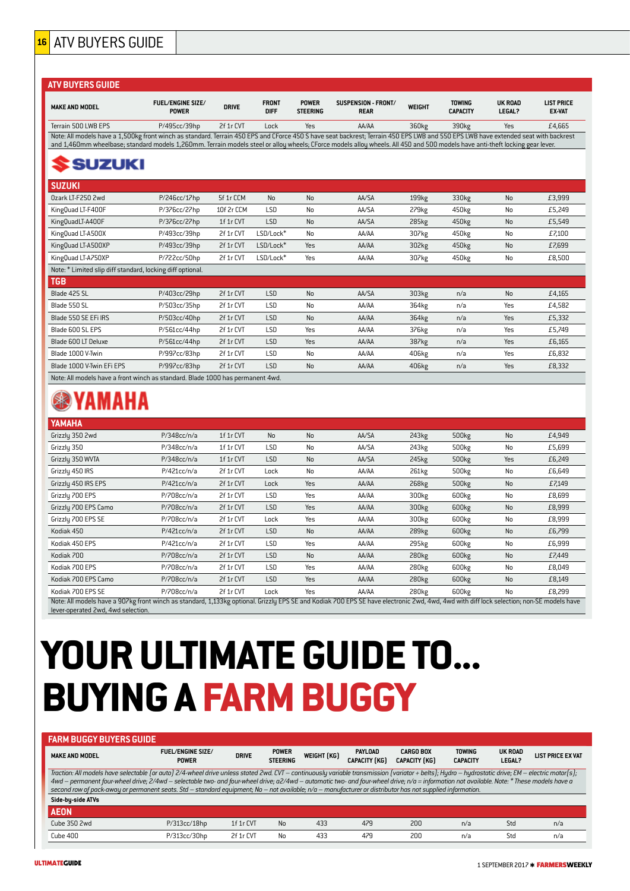## ATV BUYERS GUIDE

| MAKE AND MODEL | FUEL/ENGINE SIZE/ POWER | DRIVE | FRONT DIFF | POWER STEERING | SUSPENSION - FRONT/ REAR | WEIGHT | TOWING CAPACITY | UK ROAD LEGAL? | LIST PRICE EX-VAT |
|---|---|---|---|---|---|---|---|---|---|
| Terrain 500 LWB EPS | P/495cc/39hp | 2f 1r CVT | Lock | Yes | AA/AA | 360kg | 390kg | Yes | £4,665 |

Note: All models have a 1,500kg front winch as standard. Terrain 450 EPS and CForce 450 S have seat backrest; Terrain 450 EPS LWB and 550 EPS LWB have extended seat with backrest and 1,460mm wheelbase; standard models 1,260mm. Terrain models steel or alloy wheels; CForce models alloy wheels. All 450 and 500 models have anti-theft locking gear lever.

### SUZUKI

| MAKE AND MODEL | FUEL/ENGINE SIZE/ POWER | DRIVE | FRONT DIFF | POWER STEERING | SUSPENSION - FRONT/ REAR | WEIGHT | TOWING CAPACITY | UK ROAD LEGAL? | LIST PRICE EX-VAT |
|---|---|---|---|---|---|---|---|---|---|
| Ozark LT-F250 2wd | P/246cc/17hp | 5f 1r CCM | No | No | AA/SA | 199kg | 330kg | No | £3,999 |
| KingQuad LT-F400F | P/376cc/27hp | 10f 2r CCM | LSD | No | AA/SA | 279kg | 450kg | No | £5,249 |
| KingQuadLT-A400F | P/376cc/27hp | 1f 1r CVT | LSD | No | AA/SA | 285kg | 450kg | No | £5,549 |
| KingQuad LT-A500X | P/493cc/39hp | 2f 1r CVT | LSD/Lock* | No | AA/AA | 307kg | 450kg | No | £7,100 |
| KingQuad LT-A500XP | P/493cc/39hp | 2f 1r CVT | LSD/Lock* | Yes | AA/AA | 302kg | 450kg | No | £7,699 |
| KingQuad LT-A750XP | P/722cc/50hp | 2f 1r CVT | LSD/Lock* | Yes | AA/AA | 307kg | 450kg | No | £8,500 |

Note: * Limited slip diff standard, locking diff optional.

### TGB

| MAKE AND MODEL | FUEL/ENGINE SIZE/ POWER | DRIVE | FRONT DIFF | POWER STEERING | SUSPENSION - FRONT/ REAR | WEIGHT | TOWING CAPACITY | UK ROAD LEGAL? | LIST PRICE EX-VAT |
|---|---|---|---|---|---|---|---|---|---|
| Blade 425 SL | P/403cc/29hp | 2f 1r CVT | LSD | No | AA/SA | 303kg | n/a | No | £4,165 |
| Blade 550 SL | P/503cc/35hp | 2f 1r CVT | LSD | No | AA/AA | 364kg | n/a | Yes | £4,582 |
| Blade 550 SE EFi IRS | P/503cc/40hp | 2f 1r CVT | LSD | No | AA/AA | 364kg | n/a | Yes | £5,332 |
| Blade 600 SL EPS | P/561cc/44hp | 2f 1r CVT | LSD | Yes | AA/AA | 376kg | n/a | Yes | £5,749 |
| Blade 600 LT Deluxe | P/561cc/44hp | 2f 1r CVT | LSD | Yes | AA/AA | 387kg | n/a | Yes | £6,165 |
| Blade 1000 V-Twin | P/997cc/83hp | 2f 1r CVT | LSD | No | AA/AA | 406kg | n/a | Yes | £6,832 |
| Blade 1000 V-Twin EFi EPS | P/997cc/83hp | 2f 1r CVT | LSD | No | AA/AA | 406kg | n/a | Yes | £8,332 |

Note: All models have a front winch as standard. Blade 1000 has permanent 4wd.

### YAMAHA

| MAKE AND MODEL | FUEL/ENGINE SIZE/ POWER | DRIVE | FRONT DIFF | POWER STEERING | SUSPENSION - FRONT/ REAR | WEIGHT | TOWING CAPACITY | UK ROAD LEGAL? | LIST PRICE EX-VAT |
|---|---|---|---|---|---|---|---|---|---|
| Grizzly 350 2wd | P/348cc/n/a | 1f 1r CVT | No | No | AA/SA | 243kg | 500kg | No | £4,949 |
| Grizzly 350 | P/348cc/n/a | 1f 1r CVT | LSD | No | AA/SA | 243kg | 500kg | No | £5,699 |
| Grizzly 350 WVTA | P/348cc/n/a | 1f 1r CVT | LSD | No | AA/SA | 245kg | 500kg | Yes | £6,249 |
| Grizzly 450 IRS | P/421cc/n/a | 2f 1r CVT | Lock | No | AA/AA | 261kg | 500kg | No | £6,649 |
| Grizzly 450 IRS EPS | P/421cc/n/a | 2f 1r CVT | Lock | Yes | AA/AA | 268kg | 500kg | No | £7,149 |
| Grizzly 700 EPS | P/708cc/n/a | 2f 1r CVT | LSD | Yes | AA/AA | 300kg | 600kg | No | £8,699 |
| Grizzly 700 EPS Camo | P/708cc/n/a | 2f 1r CVT | LSD | Yes | AA/AA | 300kg | 600kg | No | £8,999 |
| Grizzly 700 EPS SE | P/708cc/n/a | 2f 1r CVT | Lock | Yes | AA/AA | 300kg | 600kg | No | £8,999 |
| Kodiak 450 | P/421cc/n/a | 2f 1r CVT | LSD | No | AA/AA | 289kg | 600kg | No | £6,799 |
| Kodiak 450 EPS | P/421cc/n/a | 2f 1r CVT | LSD | Yes | AA/AA | 295kg | 600kg | No | £6,999 |
| Kodiak 700 | P/708cc/n/a | 2f 1r CVT | LSD | No | AA/AA | 280kg | 600kg | No | £7,449 |
| Kodiak 700 EPS | P/708cc/n/a | 2f 1r CVT | LSD | Yes | AA/AA | 280kg | 600kg | No | £8,049 |
| Kodiak 700 EPS Camo | P/708cc/n/a | 2f 1r CVT | LSD | Yes | AA/AA | 280kg | 600kg | No | £8,149 |
| Kodiak 700 EPS SE | P/708cc/n/a | 2f 1r CVT | Lock | Yes | AA/AA | 280kg | 600kg | No | £8,299 |

Note: All models have a 907kg front winch as standard, 1,133kg optional. Grizzly EPS SE and Kodiak 700 EPS SE have electronic 2wd, 4wd, 4wd with diff lock selection; non-SE models have lever-operated 2wd, 4wd selection.

# YOUR ULTIMATE GUIDE TO... BUYING A FARM BUGGY

## FARM BUGGY BUYERS GUIDE

| MAKE AND MODEL | FUEL/ENGINE SIZE/ POWER | DRIVE | POWER STEERING | WEIGHT (KG) | PAYLOAD CAPACITY (KG) | CARGO BOX CAPACITY (KG) | TOWING CAPACITY | UK ROAD LEGAL? | LIST PRICE EX VAT |
|---|---|---|---|---|---|---|---|---|---|
| **Side-by-side ATVs** | | | | | | | | | |
| **AEON** | | | | | | | | | |
| Cube 350 2wd | P/313cc/18hp | 1f 1r CVT | No | 433 | 479 | 200 | n/a | Std | n/a |
| Cube 400 | P/313cc/30hp | 2f 1r CVT | No | 433 | 479 | 200 | n/a | Std | n/a |

*Traction: All models have selectable (or auto) 2/4-wheel drive unless stated 2wd. CVT – continuously variable transmission (variator + belts); Hydro – hydrostatic drive; EM – electric motor(s); 4wd – permanent four-wheel drive; 2/4wd – selectable two- and four-wheel drive; a2/4wd – automatic two- and four-wheel drive; n/a = information not available. Note: * These models have a second row of pack-away or permanent seats. Std – standard equipment; No – not available; n/a – manufacturer or distributor has not supplied information.*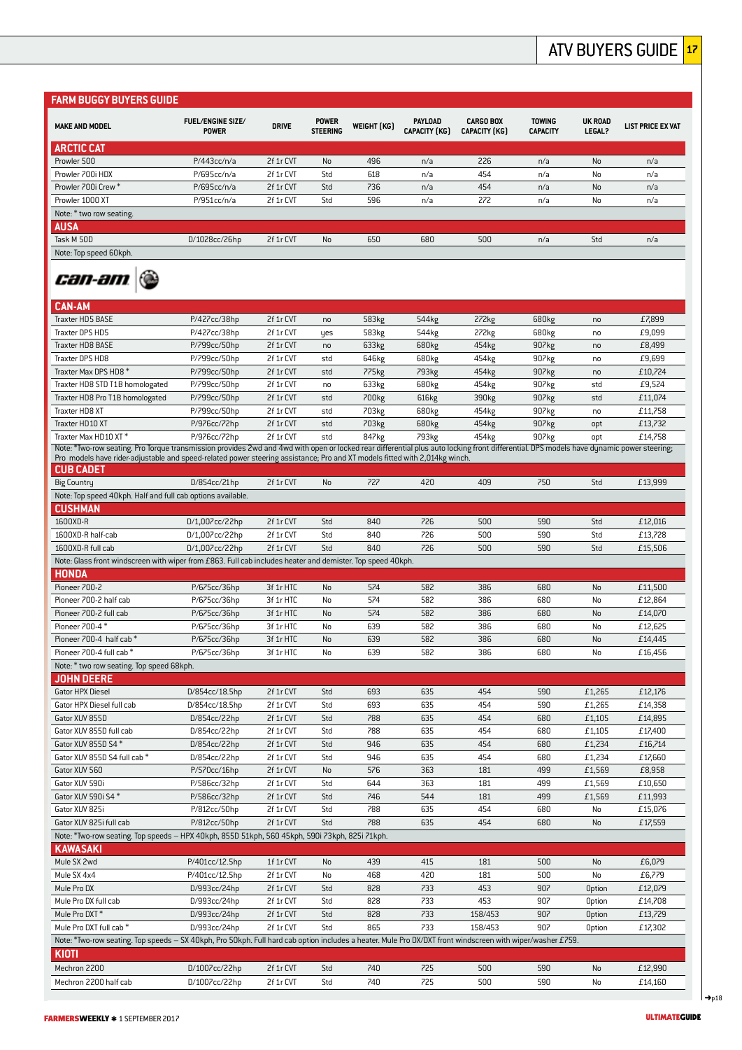## FARM BUGGY BUYERS GUIDE

| MAKE AND MODEL | FUEL/ENGINE SIZE/ POWER | DRIVE | POWER STEERING | WEIGHT (KG) | PAYLOAD CAPACITY (KG) | CARGO BOX CAPACITY (KG) | TOWING CAPACITY | UK ROAD LEGAL? | LIST PRICE EX VAT |
|---|---|---|---|---|---|---|---|---|---|
| **ARCTIC CAT** | | | | | | | | | |
| Prowler 500 | P/443cc/n/a | 2f 1r CVT | No | 496 | n/a | 226 | n/a | No | n/a |
| Prowler 700i HDX | P/695cc/n/a | 2f 1r CVT | Std | 618 | n/a | 454 | n/a | No | n/a |
| Prowler 700i Crew * | P/695cc/n/a | 2f 1r CVT | Std | 736 | n/a | 454 | n/a | No | n/a |
| Prowler 1000 XT | P/951cc/n/a | 2f 1r CVT | Std | 596 | n/a | 272 | n/a | No | n/a |
| Note: * two row seating. | | | | | | | | | |
| **AUSA** | | | | | | | | | |
| Task M 50D | D/1028cc/26hp | 2f 1r CVT | No | 650 | 680 | 500 | n/a | Std | n/a |
| Note: Top speed 60kph. | | | | | | | | | |
| **CAN-AM** | | | | | | | | | |
| Traxter HD5 BASE | P/427cc/38hp | 2f 1r CVT | no | 583kg | 544kg | 272kg | 680kg | no | £7,899 |
| Traxter DPS HD5 | P/427cc/38hp | 2f 1r CVT | yes | 583kg | 544kg | 272kg | 680kg | no | £9,099 |
| Traxter HD8 BASE | P/799cc/50hp | 2f 1r CVT | no | 633kg | 680kg | 454kg | 907kg | no | £8,499 |
| Traxter DPS HD8 | P/799cc/50hp | 2f 1r CVT | std | 646kg | 680kg | 454kg | 907kg | no | £9,699 |
| Traxter Max DPS HD8 * | P/799cc/50hp | 2f 1r CVT | std | 775kg | 793kg | 454kg | 907kg | no | £10,724 |
| Traxter HD8 STD T1B homologated | P/799cc/50hp | 2f 1r CVT | no | 633kg | 680kg | 454kg | 907kg | std | £9,524 |
| Traxter HD8 Pro T1B homologated | P/799cc/50hp | 2f 1r CVT | std | 700kg | 616kg | 390kg | 907kg | std | £11,074 |
| Traxter HD8 XT | P/799cc/50hp | 2f 1r CVT | std | 703kg | 680kg | 454kg | 907kg | no | £11,758 |
| Traxter HD10 XT | P/976cc/72hp | 2f 1r CVT | std | 703kg | 680kg | 454kg | 907kg | opt | £13,732 |
| Traxter Max HD10 XT * | P/976cc/72hp | 2f 1r CVT | std | 847kg | 793kg | 454kg | 907kg | opt | £14,758 |
| Note: *Two-row seating. Pro Torque transmission provides 2wd and 4wd with open or locked rear differential plus auto locking front differential. DPS models have dynamic power steering; Pro models have rider-adjustable and speed-related power steering assistance; Pro and XT models fitted with 2,014kg winch. | | | | | | | | | |
| **CUB CADET** | | | | | | | | | |
| Big Country | D/854cc/21hp | 2f 1r CVT | No | 727 | 420 | 409 | 750 | Std | £13,999 |
| Note: Top speed 40kph. Half and full cab options available. | | | | | | | | | |
| **CUSHMAN** | | | | | | | | | |
| 1600XD-R | D/1,007cc/22hp | 2f 1r CVT | Std | 840 | 726 | 500 | 590 | Std | £12,016 |
| 1600XD-R half-cab | D/1,007cc/22hp | 2f 1r CVT | Std | 840 | 726 | 500 | 590 | Std | £13,728 |
| 1600XD-R full cab | D/1,007cc/22hp | 2f 1r CVT | Std | 840 | 726 | 500 | 590 | Std | £15,506 |
| Note: Glass front windscreen with wiper from £863. Full cab includes heater and demister. Top speed 40kph. | | | | | | | | | |
| **HONDA** | | | | | | | | | |
| Pioneer 700-2 | P/675cc/36hp | 3f 1r HTC | No | 574 | 582 | 386 | 680 | No | £11,500 |
| Pioneer 700-2 half cab | P/675cc/36hp | 3f 1r HTC | No | 574 | 582 | 386 | 680 | No | £12,864 |
| Pioneer 700-2 full cab | P/675cc/36hp | 3f 1r HTC | No | 574 | 582 | 386 | 680 | No | £14,070 |
| Pioneer 700-4 * | P/675cc/36hp | 3f 1r HTC | No | 639 | 582 | 386 | 680 | No | £12,625 |
| Pioneer 700-4 half cab * | P/675cc/36hp | 3f 1r HTC | No | 639 | 582 | 386 | 680 | No | £14,445 |
| Pioneer 700-4 full cab * | P/675cc/36hp | 3f 1r HTC | No | 639 | 582 | 386 | 680 | No | £16,456 |
| Note: * two row seating. Top speed 68kph. | | | | | | | | | |
| **JOHN DEERE** | | | | | | | | | |
| Gator HPX Diesel | D/854cc/18.5hp | 2f 1r CVT | Std | 693 | 635 | 454 | 590 | £1,265 | £12,176 |
| Gator HPX Diesel full cab | D/854cc/18.5hp | 2f 1r CVT | Std | 693 | 635 | 454 | 590 | £1,265 | £14,358 |
| Gator XUV 855D | D/854cc/22hp | 2f 1r CVT | Std | 788 | 635 | 454 | 680 | £1,105 | £14,895 |
| Gator XUV 855D full cab | D/854cc/22hp | 2f 1r CVT | Std | 788 | 635 | 454 | 680 | £1,105 | £17,400 |
| Gator XUV 855D S4 * | D/854cc/22hp | 2f 1r CVT | Std | 946 | 635 | 454 | 680 | £1,234 | £16,714 |
| Gator XUV 855D S4 full cab * | D/854cc/22hp | 2f 1r CVT | Std | 946 | 635 | 454 | 680 | £1,234 | £17,660 |
| Gator XUV 560 | P/570cc/16hp | 2f 1r CVT | No | 576 | 363 | 181 | 499 | £1,569 | £8,958 |
| Gator XUV 590i | P/586cc/32hp | 2f 1r CVT | Std | 644 | 363 | 181 | 499 | £1,569 | £10,650 |
| Gator XUV 590i S4 * | P/586cc/32hp | 2f 1r CVT | Std | 746 | 544 | 181 | 499 | £1,569 | £11,993 |
| Gator XUV 825i | P/812cc/50hp | 2f 1r CVT | Std | 788 | 635 | 454 | 680 | No | £15,076 |
| Gator XUV 825i full cab | P/812cc/50hp | 2f 1r CVT | Std | 788 | 635 | 454 | 680 | No | £17,559 |
| Note: *Two-row seating. Top speeds – HPX 40kph, 855D 51kph, 560 45kph, 590i 73kph, 825i 71kph. | | | | | | | | | |
| **KAWASAKI** | | | | | | | | | |
| Mule SX 2wd | P/401cc/12.5hp | 1f 1r CVT | No | 439 | 415 | 181 | 500 | No | £6,079 |
| Mule SX 4x4 | P/401cc/12.5hp | 2f 1r CVT | No | 468 | 420 | 181 | 500 | No | £6,779 |
| Mule Pro DX | D/993cc/24hp | 2f 1r CVT | Std | 828 | 733 | 453 | 907 | Option | £12,079 |
| Mule Pro DX full cab | D/993cc/24hp | 2f 1r CVT | Std | 828 | 733 | 453 | 907 | Option | £14,708 |
| Mule Pro DXT * | D/993cc/24hp | 2f 1r CVT | Std | 828 | 733 | 158/453 | 907 | Option | £13,729 |
| Mule Pro DXT full cab * | D/993cc/24hp | 2f 1r CVT | Std | 865 | 733 | 158/453 | 907 | Option | £17,302 |
| Note: *Two-row seating. Top speeds – SX 40kph, Pro 50kph. Full hard cab option includes a heater. Mule Pro DX/DXT front windscreen with wiper/washer £759. | | | | | | | | | |
| **KIOTI** | | | | | | | | | |
| Mechron 2200 | D/1007cc/22hp | 2f 1r CVT | Std | 740 | 725 | 500 | 590 | No | £12,990 |
| Mechron 2200 half cab | D/1007cc/22hp | 2f 1r CVT | Std | 740 | 725 | 500 | 590 | No | £14,160 |

➔p18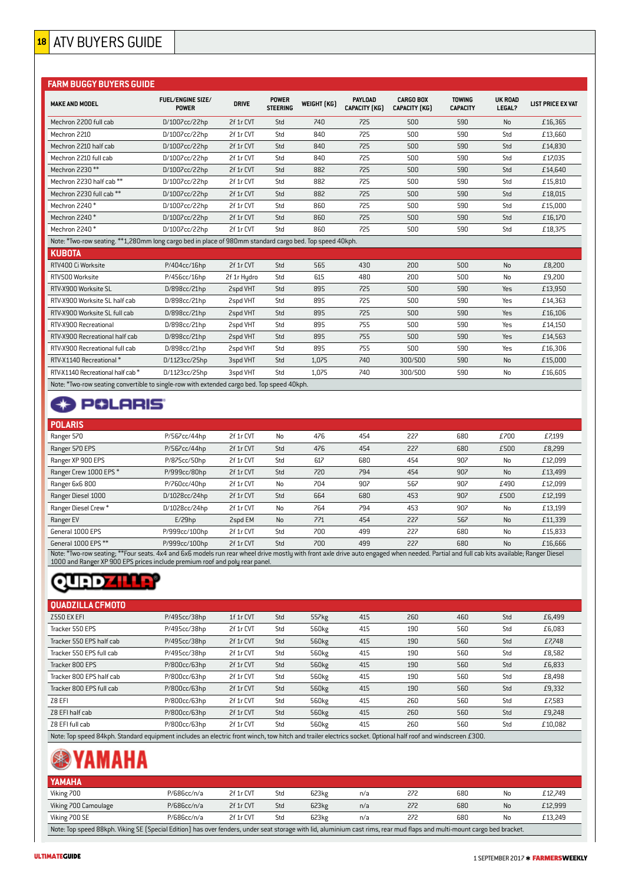# ATV BUYERS GUIDE

## FARM BUGGY BUYERS GUIDE

| MAKE AND MODEL | FUEL/ENGINE SIZE/ POWER | DRIVE | POWER STEERING | WEIGHT (KG) | PAYLOAD CAPACITY (KG) | CARGO BOX CAPACITY (KG) | TOWING CAPACITY | UK ROAD LEGAL? | LIST PRICE EX VAT |
|---|---|---|---|---|---|---|---|---|---|
| Mechron 2200 full cab | D/1007cc/22hp | 2f 1r CVT | Std | 740 | 725 | 500 | 590 | No | £16,365 |
| Mechron 2210 | D/1007cc/22hp | 2f 1r CVT | Std | 840 | 725 | 500 | 590 | Std | £13,660 |
| Mechron 2210 half cab | D/1007cc/22hp | 2f 1r CVT | Std | 840 | 725 | 500 | 590 | Std | £14,830 |
| Mechron 2210 full cab | D/1007cc/22hp | 2f 1r CVT | Std | 840 | 725 | 500 | 590 | Std | £17,035 |
| Mechron 2230 ** | D/1007cc/22hp | 2f 1r CVT | Std | 882 | 725 | 500 | 590 | Std | £14,640 |
| Mechron 2230 half cab ** | D/1007cc/22hp | 2f 1r CVT | Std | 882 | 725 | 500 | 590 | Std | £15,810 |
| Mechron 2230 full cab ** | D/1007cc/22hp | 2f 1r CVT | Std | 882 | 725 | 500 | 590 | Std | £18,015 |
| Mechron 2240 * | D/1007cc/22hp | 2f 1r CVT | Std | 860 | 725 | 500 | 590 | Std | £15,000 |
| Mechron 2240 * | D/1007cc/22hp | 2f 1r CVT | Std | 860 | 725 | 500 | 590 | Std | £16,170 |
| Mechron 2240 * | D/1007cc/22hp | 2f 1r CVT | Std | 860 | 725 | 500 | 590 | Std | £18,375 |

Note: *Two-row seating. **1,280mm long cargo bed in place of 980mm standard cargo bed. Top speed 40kph.

## KUBOTA

| MAKE AND MODEL | FUEL/ENGINE SIZE/ POWER | DRIVE | POWER STEERING | WEIGHT (KG) | PAYLOAD CAPACITY (KG) | CARGO BOX CAPACITY (KG) | TOWING CAPACITY | UK ROAD LEGAL? | LIST PRICE EX VAT |
|---|---|---|---|---|---|---|---|---|---|
| RTV400 Ci Worksite | P/404cc/16hp | 2f 1r CVT | Std | 565 | 430 | 200 | 500 | No | £8,200 |
| RTV500 Worksite | P/456cc/16hp | 2f 1r Hydro | Std | 615 | 480 | 200 | 500 | No | £9,200 |
| RTV-X900 Worksite SL | D/898cc/21hp | 2spd VHT | Std | 895 | 725 | 500 | 590 | Yes | £13,950 |
| RTV-X900 Worksite SL half cab | D/898cc/21hp | 2spd VHT | Std | 895 | 725 | 500 | 590 | Yes | £14,363 |
| RTV-X900 Worksite SL full cab | D/898cc/21hp | 2spd VHT | Std | 895 | 725 | 500 | 590 | Yes | £16,106 |
| RTV-X900 Recreational | D/898cc/21hp | 2spd VHT | Std | 895 | 755 | 500 | 590 | Yes | £14,150 |
| RTV-X900 Recreational half cab | D/898cc/21hp | 2spd VHT | Std | 895 | 755 | 500 | 590 | Yes | £14,563 |
| RTV-X900 Recreational full cab | D/898cc/21hp | 2spd VHT | Std | 895 | 755 | 500 | 590 | Yes | £16,306 |
| RTV-X1140 Recreational * | D/1123cc/25hp | 3spd VHT | Std | 1,075 | 740 | 300/500 | 590 | No | £15,000 |
| RTV-X1140 Recreational half cab * | D/1123cc/25hp | 3spd VHT | Std | 1,075 | 740 | 300/500 | 590 | No | £16,605 |

Note: *Two-row seating convertible to single-row with extended cargo bed. Top speed 40kph.

## POLARIS

| MAKE AND MODEL | FUEL/ENGINE SIZE/ POWER | DRIVE | POWER STEERING | WEIGHT (KG) | PAYLOAD CAPACITY (KG) | CARGO BOX CAPACITY (KG) | TOWING CAPACITY | UK ROAD LEGAL? | LIST PRICE EX VAT |
|---|---|---|---|---|---|---|---|---|---|
| Ranger 570 | P/567cc/44hp | 2f 1r CVT | No | 476 | 454 | 227 | 680 | £700 | £7,199 |
| Ranger 570 EPS | P/567cc/44hp | 2f 1r CVT | Std | 476 | 454 | 227 | 680 | £500 | £8,299 |
| Ranger XP 900 EPS | P/875cc/50hp | 2f 1r CVT | Std | 617 | 680 | 454 | 907 | No | £12,099 |
| Ranger Crew 1000 EPS * | P/999cc/80hp | 2f 1r CVT | Std | 720 | 794 | 454 | 907 | No | £13,499 |
| Ranger 6x6 800 | P/760cc/40hp | 2f 1r CVT | No | 704 | 907 | 567 | 907 | £490 | £12,099 |
| Ranger Diesel 1000 | D/1028cc/24hp | 2f 1r CVT | Std | 664 | 680 | 453 | 907 | £500 | £12,199 |
| Ranger Diesel Crew * | D/1028cc/24hp | 2f 1r CVT | No | 764 | 794 | 453 | 907 | No | £13,199 |
| Ranger EV | E/29hp | 2spd EM | No | 771 | 454 | 227 | 567 | No | £11,339 |
| General 1000 EPS | P/999cc/100hp | 2f 1r CVT | Std | 700 | 499 | 227 | 680 | No | £15,833 |
| General 1000 EPS ** | P/999cc/100hp | 2f 1r CVT | Std | 700 | 499 | 227 | 680 | No | £16,666 |

Note: *Two-row seating; **Four seats. 4x4 and 6x6 models run rear wheel drive mostly with front axle drive auto engaged when needed. Partial and full cab kits available; Ranger Diesel 1000 and Ranger XP 900 EPS prices include premium roof and poly rear panel.

## QUADZILLA CFMOTO

| MAKE AND MODEL | FUEL/ENGINE SIZE/ POWER | DRIVE | POWER STEERING | WEIGHT (KG) | PAYLOAD CAPACITY (KG) | CARGO BOX CAPACITY (KG) | TOWING CAPACITY | UK ROAD LEGAL? | LIST PRICE EX VAT |
|---|---|---|---|---|---|---|---|---|---|
| Z550 EX EFI | P/495cc/38hp | 1f 1r CVT | Std | 557kg | 415 | 260 | 460 | Std | £6,499 |
| Tracker 550 EPS | P/495cc/38hp | 2f 1r CVT | Std | 560kg | 415 | 190 | 560 | Std | £6,083 |
| Tracker 550 EPS half cab | P/495cc/38hp | 2f 1r CVT | Std | 560kg | 415 | 190 | 560 | Std | £7,748 |
| Tracker 550 EPS full cab | P/495cc/38hp | 2f 1r CVT | Std | 560kg | 415 | 190 | 560 | Std | £8,582 |
| Tracker 800 EPS | P/800cc/63hp | 2f 1r CVT | Std | 560kg | 415 | 190 | 560 | Std | £6,833 |
| Tracker 800 EPS half cab | P/800cc/63hp | 2f 1r CVT | Std | 560kg | 415 | 190 | 560 | Std | £8,498 |
| Tracker 800 EPS full cab | P/800cc/63hp | 2f 1r CVT | Std | 560kg | 415 | 190 | 560 | Std | £9,332 |
| Z8 EFI | P/800cc/63hp | 2f 1r CVT | Std | 560kg | 415 | 260 | 560 | Std | £7,583 |
| Z8 EFI half cab | P/800cc/63hp | 2f 1r CVT | Std | 560kg | 415 | 260 | 560 | Std | £9,248 |
| Z8 EFI full cab | P/800cc/63hp | 2f 1r CVT | Std | 560kg | 415 | 260 | 560 | Std | £10,082 |

Note: Top speed 84kph. Standard equipment includes an electric front winch, tow hitch and trailer electrics socket. Optional half roof and windscreen £300.

## YAMAHA

| MAKE AND MODEL | FUEL/ENGINE SIZE/ POWER | DRIVE | POWER STEERING | WEIGHT (KG) | PAYLOAD CAPACITY (KG) | CARGO BOX CAPACITY (KG) | TOWING CAPACITY | UK ROAD LEGAL? | LIST PRICE EX VAT |
|---|---|---|---|---|---|---|---|---|---|
| Viking 700 | P/686cc/n/a | 2f 1r CVT | Std | 623kg | n/a | 272 | 680 | No | £12,749 |
| Viking 700 Camouflage | P/686cc/n/a | 2f 1r CVT | Std | 623kg | n/a | 272 | 680 | No | £12,999 |
| Viking 700 SE | P/686cc/n/a | 2f 1r CVT | Std | 623kg | n/a | 272 | 680 | No | £13,249 |

Note: Top speed 88kph. Viking SE (Special Edition) has over fenders, under seat storage with lid, aluminium cast rims, rear mud flaps and multi-mount cargo bed bracket.